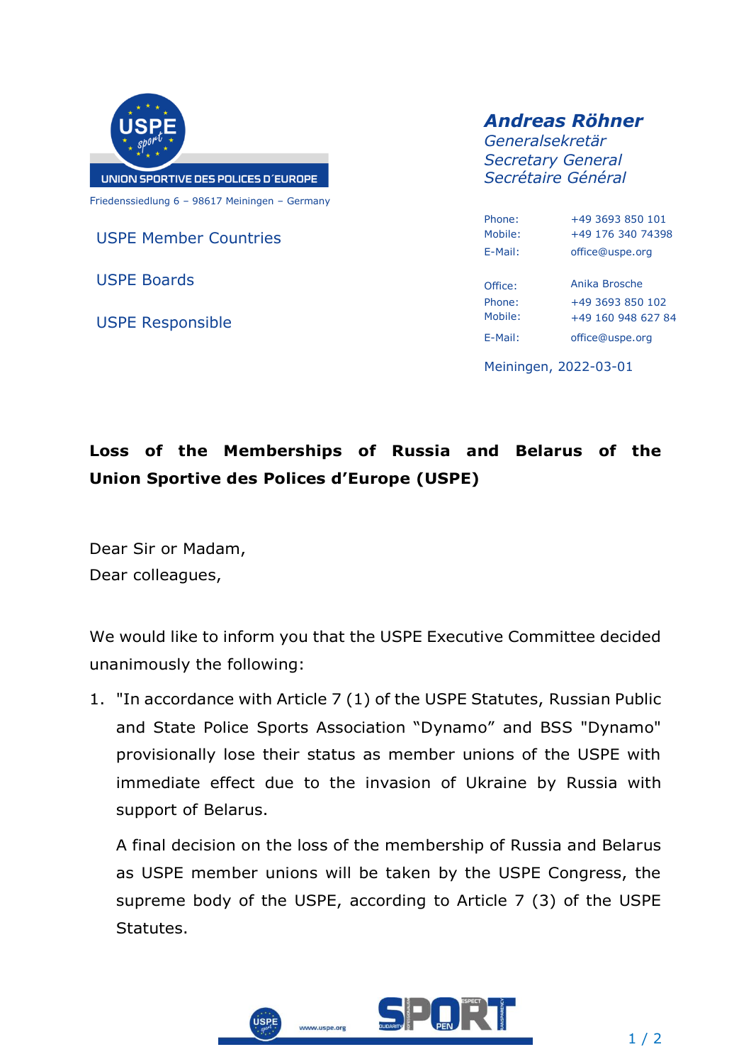UNION SPORTIVE DES POLICES D´EUROPE

Friedenssiedlung 6 – 98617 Meiningen – Germany

**Andreas Röhner**
*Generalsekretär*
*Secretary General*
*Secrétaire Général*

| | |
|---|---|
| Phone: | +49 3693 850 101 |
| Mobile: | +49 176 340 74398 |
| E-Mail: | office@uspe.org |
| Office: | Anika Brosche |
| Phone: | +49 3693 850 102 |
| Mobile: | +49 160 948 627 84 |
| E-Mail: | office@uspe.org |

USPE Member Countries

USPE Boards

USPE Responsible

Meiningen, 2022-03-01

**Loss of the Memberships of Russia and Belarus of the Union Sportive des Polices d'Europe (USPE)**

Dear Sir or Madam,
Dear colleagues,

We would like to inform you that the USPE Executive Committee decided unanimously the following:

1. "In accordance with Article 7 (1) of the USPE Statutes, Russian Public and State Police Sports Association "Dynamo" and BSS "Dynamo" provisionally lose their status as member unions of the USPE with immediate effect due to the invasion of Ukraine by Russia with support of Belarus.

   A final decision on the loss of the membership of Russia and Belarus as USPE member unions will be taken by the USPE Congress, the supreme body of the USPE, according to Article 7 (3) of the USPE Statutes.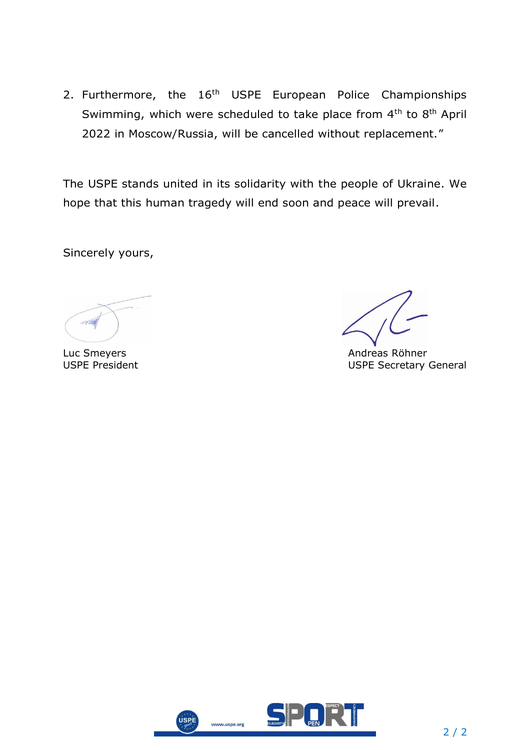2. Furthermore, the 16th USPE European Police Championships Swimming, which were scheduled to take place from 4th to 8th April 2022 in Moscow/Russia, will be cancelled without replacement."

The USPE stands united in its solidarity with the people of Ukraine. We hope that this human tragedy will end soon and peace will prevail.

Sincerely yours,

Luc Smeyers
USPE President

Andreas Röhner
USPE Secretary General